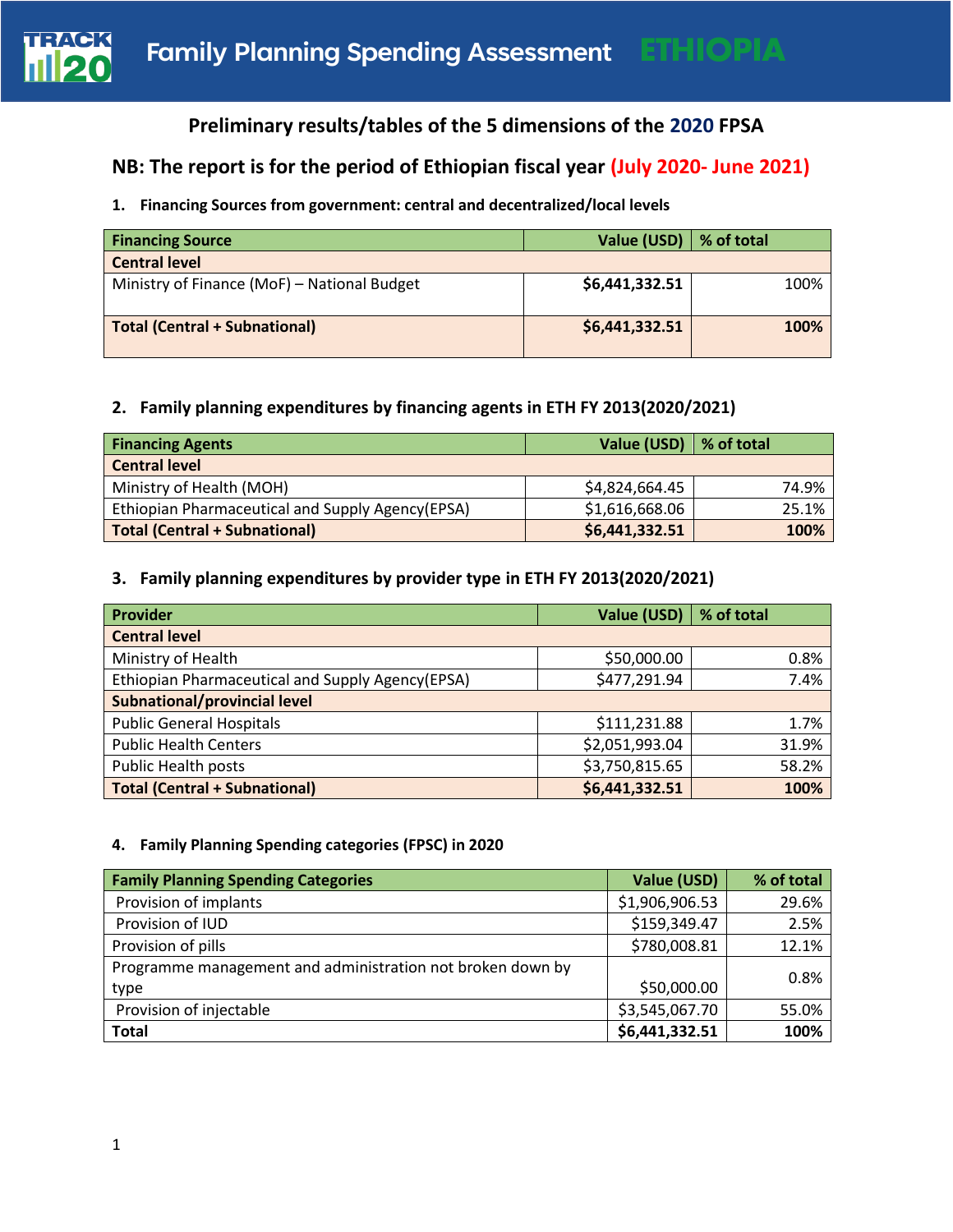# Family Planning Spending Assessment ETHIOPIA

## Preliminary results/tables of the 5 dimensions of the 2020 FPSA

### NB: The report is for the period of Ethiopian fiscal year (July 2020- June 2021)

**1. Financing Sources from government: central and decentralized/local levels**

| Financing Source | Value (USD) | % of total |
|---|---|---|
| **Central level** | | |
| Ministry of Finance (MoF) – National Budget | **$6,441,332.51** | 100% |
| **Total (Central + Subnational)** | **$6,441,332.51** | **100%** |

**2. Family planning expenditures by financing agents in ETH FY 2013(2020/2021)**

| Financing Agents | Value (USD) | % of total |
|---|---|---|
| **Central level** | | |
| Ministry of Health (MOH) | $4,824,664.45 | 74.9% |
| Ethiopian Pharmaceutical and Supply Agency(EPSA) | $1,616,668.06 | 25.1% |
| **Total (Central + Subnational)** | **$6,441,332.51** | **100%** |

**3. Family planning expenditures by provider type in ETH FY 2013(2020/2021)**

| Provider | Value (USD) | % of total |
|---|---|---|
| **Central level** | | |
| Ministry of Health | $50,000.00 | 0.8% |
| Ethiopian Pharmaceutical and Supply Agency(EPSA) | $477,291.94 | 7.4% |
| **Subnational/provincial level** | | |
| Public General Hospitals | $111,231.88 | 1.7% |
| Public Health Centers | $2,051,993.04 | 31.9% |
| Public Health posts | $3,750,815.65 | 58.2% |
| **Total (Central + Subnational)** | **$6,441,332.51** | **100%** |

**4. Family Planning Spending categories (FPSC) in 2020**

| Family Planning Spending Categories | Value (USD) | % of total |
|---|---|---|
| Provision of implants | $1,906,906.53 | 29.6% |
| Provision of IUD | $159,349.47 | 2.5% |
| Provision of pills | $780,008.81 | 12.1% |
| Programme management and administration not broken down by type | $50,000.00 | 0.8% |
| Provision of injectable | $3,545,067.70 | 55.0% |
| **Total** | **$6,441,332.51** | **100%** |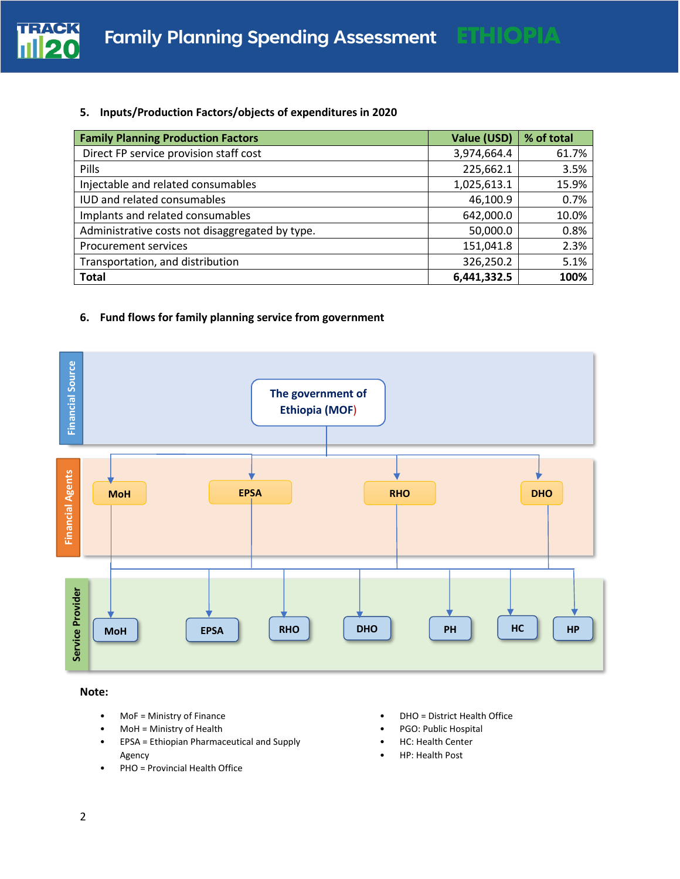### 5. Inputs/Production Factors/objects of expenditures in 2020

| Family Planning Production Factors | Value (USD) | % of total |
|---|---|---|
| Direct FP service provision staff cost | 3,974,664.4 | 61.7% |
| Pills | 225,662.1 | 3.5% |
| Injectable and related consumables | 1,025,613.1 | 15.9% |
| IUD and related consumables | 46,100.9 | 0.7% |
| Implants and related consumables | 642,000.0 | 10.0% |
| Administrative costs not disaggregated by type. | 50,000.0 | 0.8% |
| Procurement services | 151,041.8 | 2.3% |
| Transportation, and distribution | 326,250.2 | 5.1% |
| **Total** | **6,441,332.5** | **100%** |

### 6. Fund flows for family planning service from government

Financial Source

The government of Ethiopia (MOF)

Financial Agents

MoH | EPSA | RHO | DHO

Service Provider

MoH | EPSA | RHO | DHO | PH | HC | HP

**Note:**

- MoF = Ministry of Finance
- MoH = Ministry of Health
- EPSA = Ethiopian Pharmaceutical and Supply Agency
- PHO = Provincial Health Office
- DHO = District Health Office
- PGO: Public Hospital
- HC: Health Center
- HP: Health Post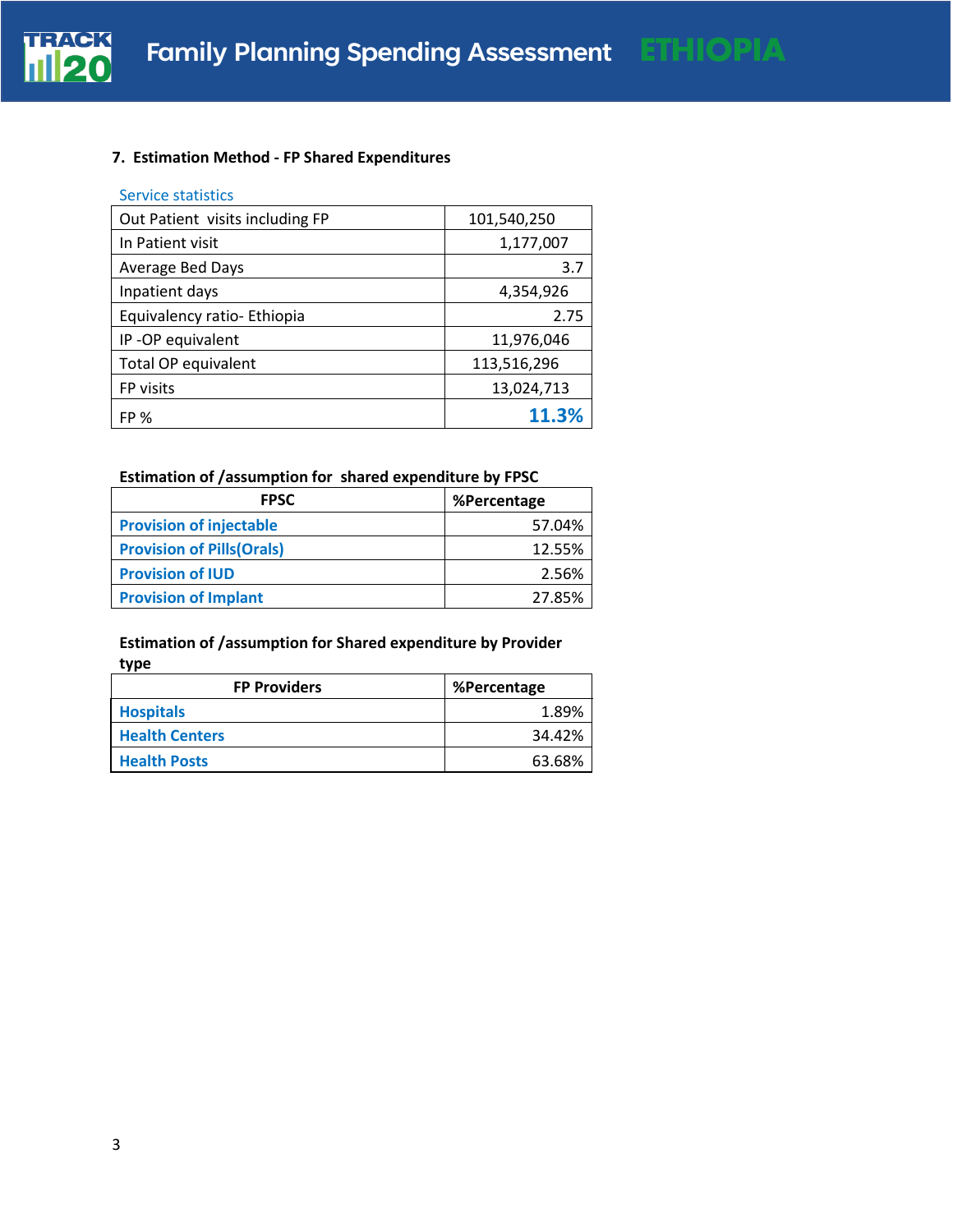### 7. Estimation Method - FP Shared Expenditures

Service statistics

| | |
|---|---|
| Out Patient visits including FP | 101,540,250 |
| In Patient visit | 1,177,007 |
| Average Bed Days | 3.7 |
| Inpatient days | 4,354,926 |
| Equivalency ratio- Ethiopia | 2.75 |
| IP -OP equivalent | 11,976,046 |
| Total OP equivalent | 113,516,296 |
| FP visits | 13,024,713 |
| FP % | **11.3%** |

**Estimation of /assumption for shared expenditure by FPSC**

| FPSC | %Percentage |
|---|---|
| **Provision of injectable** | 57.04% |
| **Provision of Pills(Orals)** | 12.55% |
| **Provision of IUD** | 2.56% |
| **Provision of Implant** | 27.85% |

**Estimation of /assumption for Shared expenditure by Provider type**

| FP Providers | %Percentage |
|---|---|
| **Hospitals** | 1.89% |
| **Health Centers** | 34.42% |
| **Health Posts** | 63.68% |